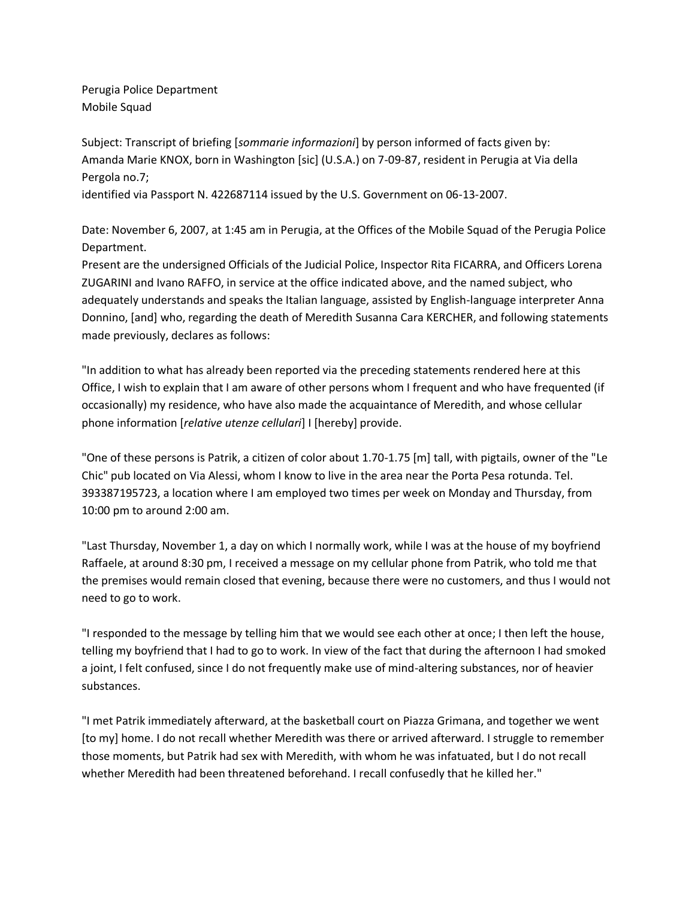Perugia Police Department
Mobile Squad

Subject: Transcript of briefing [*sommarie informazioni*] by person informed of facts given by: Amanda Marie KNOX, born in Washington [sic] (U.S.A.) on 7-09-87, resident in Perugia at Via della Pergola no.7;
identified via Passport N. 422687114 issued by the U.S. Government on 06-13-2007.

Date: November 6, 2007, at 1:45 am in Perugia, at the Offices of the Mobile Squad of the Perugia Police Department.
Present are the undersigned Officials of the Judicial Police, Inspector Rita FICARRA, and Officers Lorena ZUGARINI and Ivano RAFFO, in service at the office indicated above, and the named subject, who adequately understands and speaks the Italian language, assisted by English-language interpreter Anna Donnino, [and] who, regarding the death of Meredith Susanna Cara KERCHER, and following statements made previously, declares as follows:

"In addition to what has already been reported via the preceding statements rendered here at this Office, I wish to explain that I am aware of other persons whom I frequent and who have frequented (if occasionally) my residence, who have also made the acquaintance of Meredith, and whose cellular phone information [*relative utenze cellulari*] I [hereby] provide.

"One of these persons is Patrik, a citizen of color about 1.70-1.75 [m] tall, with pigtails, owner of the "Le Chic" pub located on Via Alessi, whom I know to live in the area near the Porta Pesa rotunda. Tel. 393387195723, a location where I am employed two times per week on Monday and Thursday, from 10:00 pm to around 2:00 am.

"Last Thursday, November 1, a day on which I normally work, while I was at the house of my boyfriend Raffaele, at around 8:30 pm, I received a message on my cellular phone from Patrik, who told me that the premises would remain closed that evening, because there were no customers, and thus I would not need to go to work.

"I responded to the message by telling him that we would see each other at once; I then left the house, telling my boyfriend that I had to go to work. In view of the fact that during the afternoon I had smoked a joint, I felt confused, since I do not frequently make use of mind-altering substances, nor of heavier substances.

"I met Patrik immediately afterward, at the basketball court on Piazza Grimana, and together we went [to my] home. I do not recall whether Meredith was there or arrived afterward. I struggle to remember those moments, but Patrik had sex with Meredith, with whom he was infatuated, but I do not recall whether Meredith had been threatened beforehand. I recall confusedly that he killed her."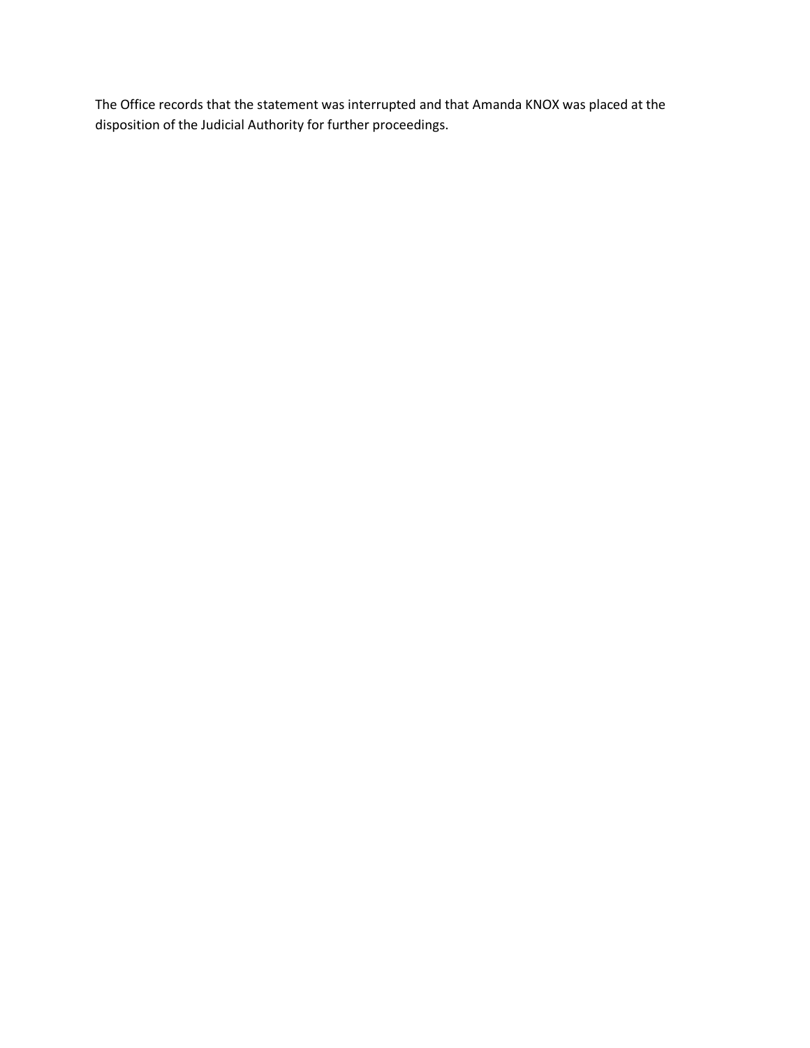The Office records that the statement was interrupted and that Amanda KNOX was placed at the disposition of the Judicial Authority for further proceedings.